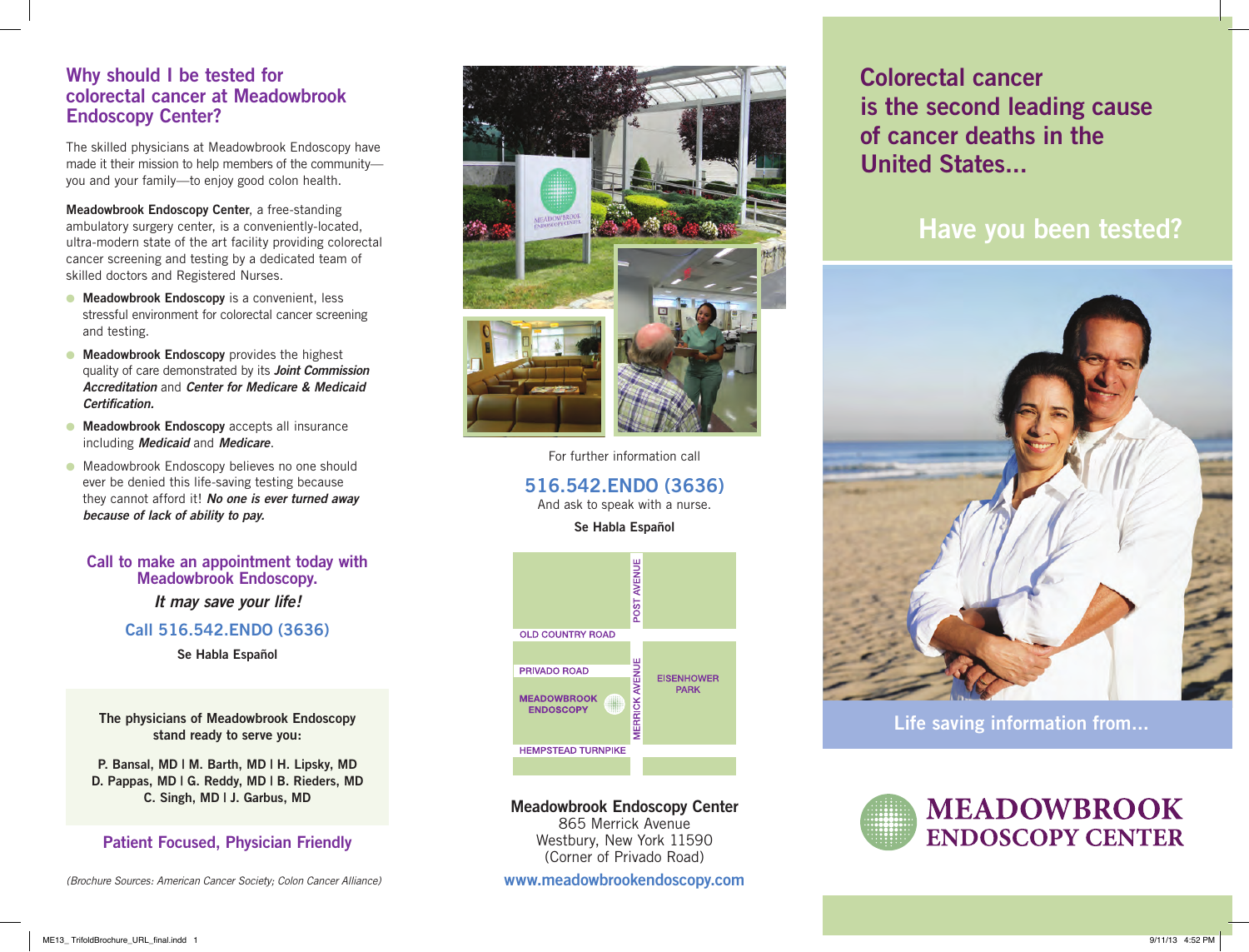## Why should I be tested for colorectal cancer at Meadowbrook Endoscopy Center?

The skilled physicians at Meadowbrook Endoscopy have made it their mission to help members of the community—you and your family—to enjoy good colon health.

**Meadowbrook Endoscopy Center**, a free-standing ambulatory surgery center, is a conveniently-located, ultra-modern state of the art facility providing colorectal cancer screening and testing by a dedicated team of skilled doctors and Registered Nurses.

- **Meadowbrook Endoscopy** is a convenient, less stressful environment for colorectal cancer screening and testing.
- **Meadowbrook Endoscopy** provides the highest quality of care demonstrated by its ***Joint Commission Accreditation*** and ***Center for Medicare & Medicaid Certification.***
- **Meadowbrook Endoscopy** accepts all insurance including ***Medicaid*** and ***Medicare***.
- Meadowbrook Endoscopy believes no one should ever be denied this life-saving testing because they cannot afford it! ***No one is ever turned away because of lack of ability to pay.***

### Call to make an appointment today with Meadowbrook Endoscopy.

*It may save your life!*

**Call 516.542.ENDO (3636)**

**Se Habla Español**

**The physicians of Meadowbrook Endoscopy stand ready to serve you:**

**P. Bansal, MD | M. Barth, MD | H. Lipsky, MD**
**D. Pappas, MD | G. Reddy, MD | B. Rieders, MD**
**C. Singh, MD | J. Garbus, MD**

### Patient Focused, Physician Friendly

*(Brochure Sources: American Cancer Society; Colon Cancer Alliance)*

For further information call

**516.542.ENDO (3636)**

And ask to speak with a nurse.

**Se Habla Español**

POST AVENUE
OLD COUNTRY ROAD
PRIVADO ROAD
MERRICK AVENUE
EISENHOWER PARK
MEADOWBROOK ENDOSCOPY
HEMPSTEAD TURNPIKE

**Meadowbrook Endoscopy Center**
865 Merrick Avenue
Westbury, New York 11590
(Corner of Privado Road)

**www.meadowbrookendoscopy.com**

# Colorectal cancer is the second leading cause of cancer deaths in the United States...

## Have you been tested?

**Life saving information from...**

**MEADOWBROOK ENDOSCOPY CENTER**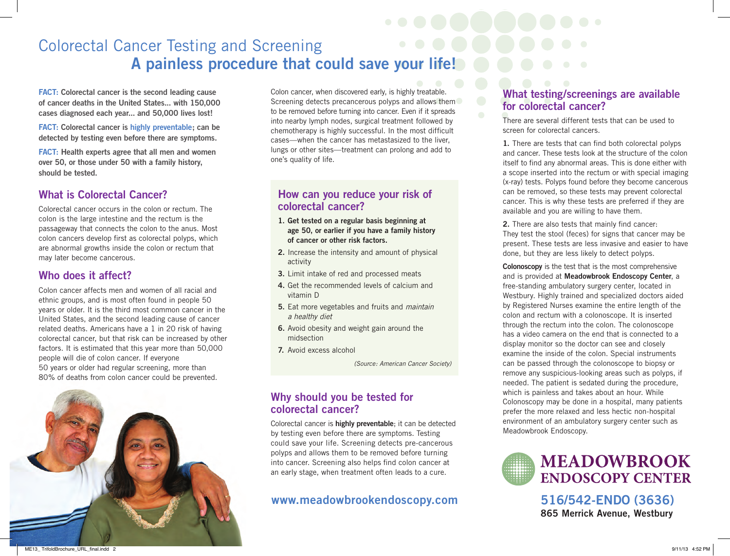# Colorectal Cancer Testing and Screening

## A painless procedure that could save your life!

**FACT:** **Colorectal cancer is the second leading cause of cancer deaths in the United States... with 150,000 cases diagnosed each year... and 50,000 lives lost!**

**FACT:** **Colorectal cancer is highly preventable; can be detected by testing even before there are symptoms.**

**FACT:** **Health experts agree that all men and women over 50, or those under 50 with a family history, should be tested.**

### What is Colorectal Cancer?

Colorectal cancer occurs in the colon or rectum. The colon is the large intestine and the rectum is the passageway that connects the colon to the anus. Most colon cancers develop first as colorectal polyps, which are abnormal growths inside the colon or rectum that may later become cancerous.

### Who does it affect?

Colon cancer affects men and women of all racial and ethnic groups, and is most often found in people 50 years or older. It is the third most common cancer in the United States, and the second leading cause of cancer related deaths. Americans have a 1 in 20 risk of having colorectal cancer, but that risk can be increased by other factors. It is estimated that this year more than 50,000 people will die of colon cancer. If everyone 50 years or older had regular screening, more than 80% of deaths from colon cancer could be prevented.

Colon cancer, when discovered early, is highly treatable. Screening detects precancerous polyps and allows them to be removed before turning into cancer. Even if it spreads into nearby lymph nodes, surgical treatment followed by chemotherapy is highly successful. In the most difficult cases—when the cancer has metastasized to the liver, lungs or other sites—treatment can prolong and add to one's quality of life.

### How can you reduce your risk of colorectal cancer?

1. **Get tested on a regular basis beginning at age 50, or earlier if you have a family history of cancer or other risk factors.**
2. Increase the intensity and amount of physical activity
3. Limit intake of red and processed meats
4. Get the recommended levels of calcium and vitamin D
5. Eat more vegetables and fruits and *maintain a healthy diet*
6. Avoid obesity and weight gain around the midsection
7. Avoid excess alcohol

*(Source: American Cancer Society)*

### Why should you be tested for colorectal cancer?

Colorectal cancer is **highly preventable**; it can be detected by testing even before there are symptoms. Testing could save your life. Screening detects pre-cancerous polyps and allows them to be removed before turning into cancer. Screening also helps find colon cancer at an early stage, when treatment often leads to a cure.

**www.meadowbrookendoscopy.com**

### What testing/screenings are available for colorectal cancer?

There are several different tests that can be used to screen for colorectal cancers.

**1.** There are tests that can find both colorectal polyps and cancer. These tests look at the structure of the colon itself to find any abnormal areas. This is done either with a scope inserted into the rectum or with special imaging (x-ray) tests. Polyps found before they become cancerous can be removed, so these tests may prevent colorectal cancer. This is why these tests are preferred if they are available and you are willing to have them.

**2.** There are also tests that mainly find cancer: They test the stool (feces) for signs that cancer may be present. These tests are less invasive and easier to have done, but they are less likely to detect polyps.

**Colonoscopy** is the test that is the most comprehensive and is provided at **Meadowbrook Endoscopy Center**, a free-standing ambulatory surgery center, located in Westbury. Highly trained and specialized doctors aided by Registered Nurses examine the entire length of the colon and rectum with a colonoscope. It is inserted through the rectum into the colon. The colonoscope has a video camera on the end that is connected to a display monitor so the doctor can see and closely examine the inside of the colon. Special instruments can be passed through the colonoscope to biopsy or remove any suspicious-looking areas such as polyps, if needed. The patient is sedated during the procedure, which is painless and takes about an hour. While Colonoscopy may be done in a hospital, many patients prefer the more relaxed and less hectic non-hospital environment of an ambulatory surgery center such as Meadowbrook Endoscopy.

**MEADOWBROOK ENDOSCOPY CENTER**

**516/542-ENDO (3636)**
**865 Merrick Avenue, Westbury**